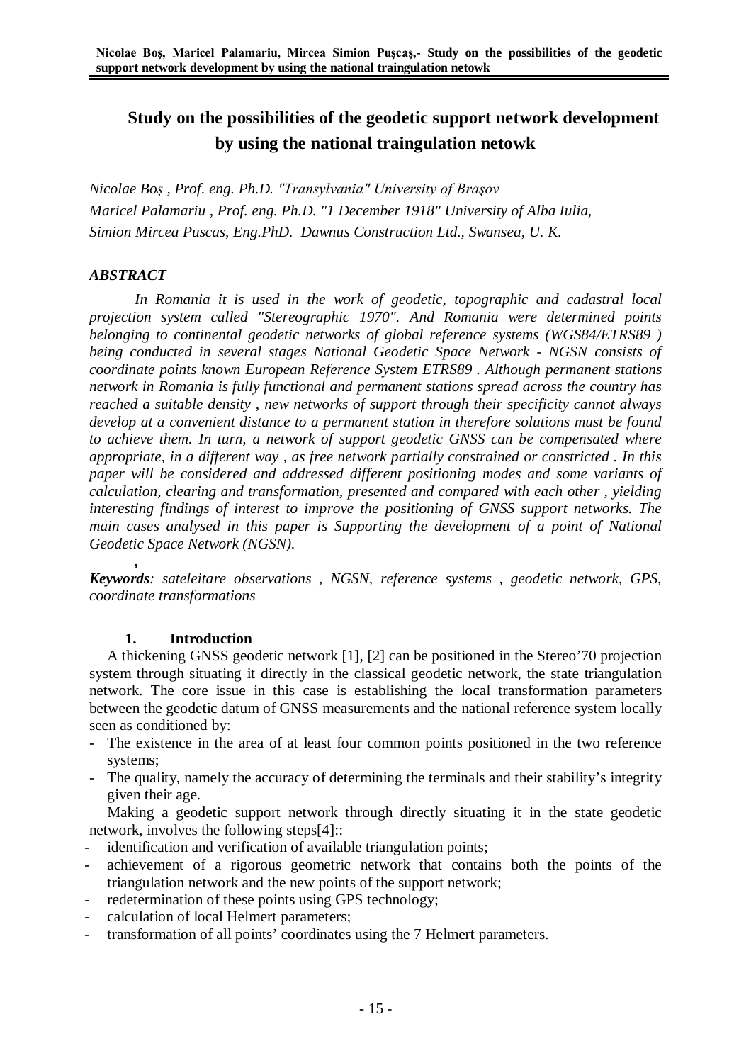# Study on the possibilities of the geodetic support network development by using the national traingulation netowk

*Nicolae Boş , Prof. eng. Ph.D. "Transylvania" University of Braşov*
*Maricel Palamariu , Prof. eng. Ph.D. "1 December 1918" University of Alba Iulia,*
*Simion Mircea Puscas, Eng.PhD. Dawnus Construction Ltd., Swansea, U. K.*

## *ABSTRACT*

*In Romania it is used in the work of geodetic, topographic and cadastral local projection system called "Stereographic 1970". And Romania were determined points belonging to continental geodetic networks of global reference systems (WGS84/ETRS89 ) being conducted in several stages National Geodetic Space Network - NGSN consists of coordinate points known European Reference System ETRS89 . Although permanent stations network in Romania is fully functional and permanent stations spread across the country has reached a suitable density , new networks of support through their specificity cannot always develop at a convenient distance to a permanent station in therefore solutions must be found to achieve them. In turn, a network of support geodetic GNSS can be compensated where appropriate, in a different way , as free network partially constrained or constricted . In this paper will be considered and addressed different positioning modes and some variants of calculation, clearing and transformation, presented and compared with each other , yielding interesting findings of interest to improve the positioning of GNSS support networks. The main cases analysed in this paper is Supporting the development of a point of National Geodetic Space Network (NGSN).*

***,***
***Keywords**: sateleitare observations , NGSN, reference systems , geodetic network, GPS, coordinate transformations*

## 1. Introduction

A thickening GNSS geodetic network [1], [2] can be positioned in the Stereo'70 projection system through situating it directly in the classical geodetic network, the state triangulation network. The core issue in this case is establishing the local transformation parameters between the geodetic datum of GNSS measurements and the national reference system locally seen as conditioned by:

- The existence in the area of at least four common points positioned in the two reference systems;
- The quality, namely the accuracy of determining the terminals and their stability's integrity given their age.

Making a geodetic support network through directly situating it in the state geodetic network, involves the following steps[4]::

- identification and verification of available triangulation points;
- achievement of a rigorous geometric network that contains both the points of the triangulation network and the new points of the support network;
- redetermination of these points using GPS technology;
- calculation of local Helmert parameters;
- transformation of all points' coordinates using the 7 Helmert parameters.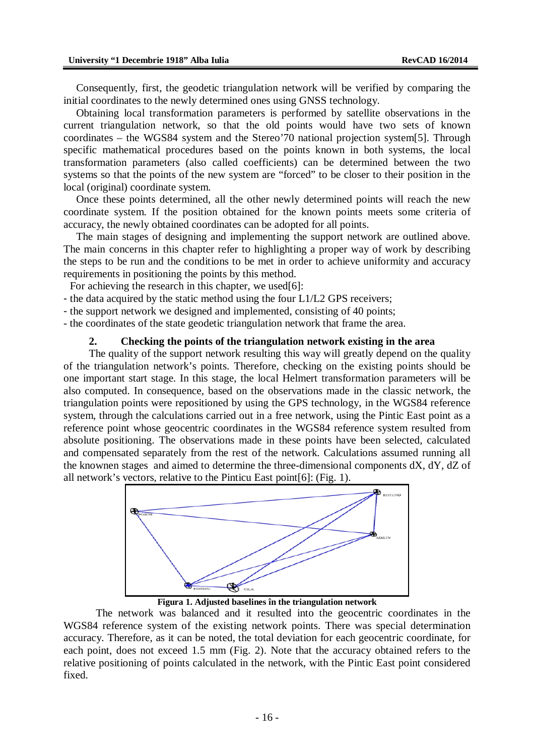Consequently, first, the geodetic triangulation network will be verified by comparing the initial coordinates to the newly determined ones using GNSS technology.

Obtaining local transformation parameters is performed by satellite observations in the current triangulation network, so that the old points would have two sets of known coordinates – the WGS84 system and the Stereo'70 national projection system[5]. Through specific mathematical procedures based on the points known in both systems, the local transformation parameters (also called coefficients) can be determined between the two systems so that the points of the new system are "forced" to be closer to their position in the local (original) coordinate system.

Once these points determined, all the other newly determined points will reach the new coordinate system. If the position obtained for the known points meets some criteria of accuracy, the newly obtained coordinates can be adopted for all points.

The main stages of designing and implementing the support network are outlined above. The main concerns in this chapter refer to highlighting a proper way of work by describing the steps to be run and the conditions to be met in order to achieve uniformity and accuracy requirements in positioning the points by this method.

For achieving the research in this chapter, we used[6]:

- the data acquired by the static method using the four L1/L2 GPS receivers;
- the support network we designed and implemented, consisting of 40 points;
- the coordinates of the state geodetic triangulation network that frame the area.

## 2. Checking the points of the triangulation network existing in the area

The quality of the support network resulting this way will greatly depend on the quality of the triangulation network's points. Therefore, checking on the existing points should be one important start stage. In this stage, the local Helmert transformation parameters will be also computed. In consequence, based on the observations made in the classic network, the triangulation points were repositioned by using the GPS technology, in the WGS84 reference system, through the calculations carried out in a free network, using the Pintic East point as a reference point whose geocentric coordinates in the WGS84 reference system resulted from absolute positioning. The observations made in these points have been selected, calculated and compensated separately from the rest of the network. Calculations assumed running all the knownen stages and aimed to determine the three-dimensional components dX, dY, dZ of all network's vectors, relative to the Pinticu East point[6]: (Fig. 1).

**Figura 1. Adjusted baselines în the triangulation network**

The network was balanced and it resulted into the geocentric coordinates in the WGS84 reference system of the existing network points. There was special determination accuracy. Therefore, as it can be noted, the total deviation for each geocentric coordinate, for each point, does not exceed 1.5 mm (Fig. 2). Note that the accuracy obtained refers to the relative positioning of points calculated in the network, with the Pintic East point considered fixed.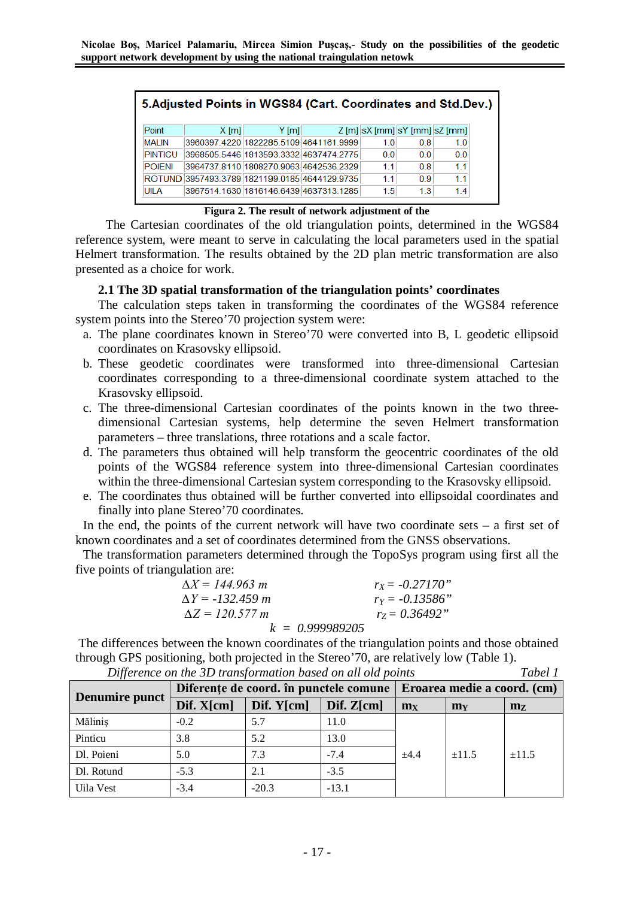**5.Adjusted Points in WGS84 (Cart. Coordinates and Std.Dev.)**

| Point | X [m] | Y [m] | Z [m] | sX [mm] | sY [mm] | sZ [mm] |
|---|---|---|---|---|---|---|
| MALIN | 3960397.4220 | 1822285.5109 | 4641161.9999 | 1.0 | 0.8 | 1.0 |
| PINTICU | 3968505.5446 | 1813593.3332 | 4637474.2775 | 0.0 | 0.0 | 0.0 |
| POIENI | 3964737.8110 | 1808270.9063 | 4642536.2329 | 1.1 | 0.8 | 1.1 |
| ROTUND | 3957493.3789 | 1821199.0185 | 4644129.9735 | 1.1 | 0.9 | 1.1 |
| UILA | 3967514.1630 | 1816146.6439 | 4637313.1285 | 1.5 | 1.3 | 1.4 |

**Figura 2. The result of network adjustment of the**

The Cartesian coordinates of the old triangulation points, determined in the WGS84 reference system, were meant to serve in calculating the local parameters used in the spatial Helmert transformation. The results obtained by the 2D plan metric transformation are also presented as a choice for work.

## 2.1 The 3D spatial transformation of the triangulation points' coordinates

The calculation steps taken in transforming the coordinates of the WGS84 reference system points into the Stereo'70 projection system were:

a. The plane coordinates known in Stereo'70 were converted into B, L geodetic ellipsoid coordinates on Krasovsky ellipsoid.
b. These geodetic coordinates were transformed into three-dimensional Cartesian coordinates corresponding to a three-dimensional coordinate system attached to the Krasovsky ellipsoid.
c. The three-dimensional Cartesian coordinates of the points known in the two three-dimensional Cartesian systems, help determine the seven Helmert transformation parameters – three translations, three rotations and a scale factor.
d. The parameters thus obtained will help transform the geocentric coordinates of the old points of the WGS84 reference system into three-dimensional Cartesian coordinates within the three-dimensional Cartesian system corresponding to the Krasovsky ellipsoid.
e. The coordinates thus obtained will be further converted into ellipsoidal coordinates and finally into plane Stereo'70 coordinates.

In the end, the points of the current network will have two coordinate sets – a first set of known coordinates and a set of coordinates determined from the GNSS observations.

The transformation parameters determined through the TopoSys program using first all the five points of triangulation are:

$$\Delta X = 144.963\ m \qquad r_X = -0.27170''$$
$$\Delta Y = -132.459\ m \qquad r_Y = -0.13586''$$
$$\Delta Z = 120.577\ m \qquad r_Z = 0.36492''$$
$$k = 0.999989205$$

The differences between the known coordinates of the triangulation points and those obtained through GPS positioning, both projected in the Stereo'70, are relatively low (Table 1).

*Difference on the 3D transformation based on all old points* *Tabel 1*

| Denumire punct | Diferențe de coord. în punctele comune | | | Eroarea medie a coord. (cm) | | |
|---|---|---|---|---|---|---|
| | Dif. X[cm] | Dif. Y[cm] | Dif. Z[cm] | $m_X$ | $m_Y$ | $m_Z$ |
| Măliniș | -0.2 | 5.7 | 11.0 | ±4.4 | ±11.5 | ±11.5 |
| Pinticu | 3.8 | 5.2 | 13.0 | | | |
| Dl. Poieni | 5.0 | 7.3 | -7.4 | | | |
| Dl. Rotund | -5.3 | 2.1 | -3.5 | | | |
| Uila Vest | -3.4 | -20.3 | -13.1 | | | |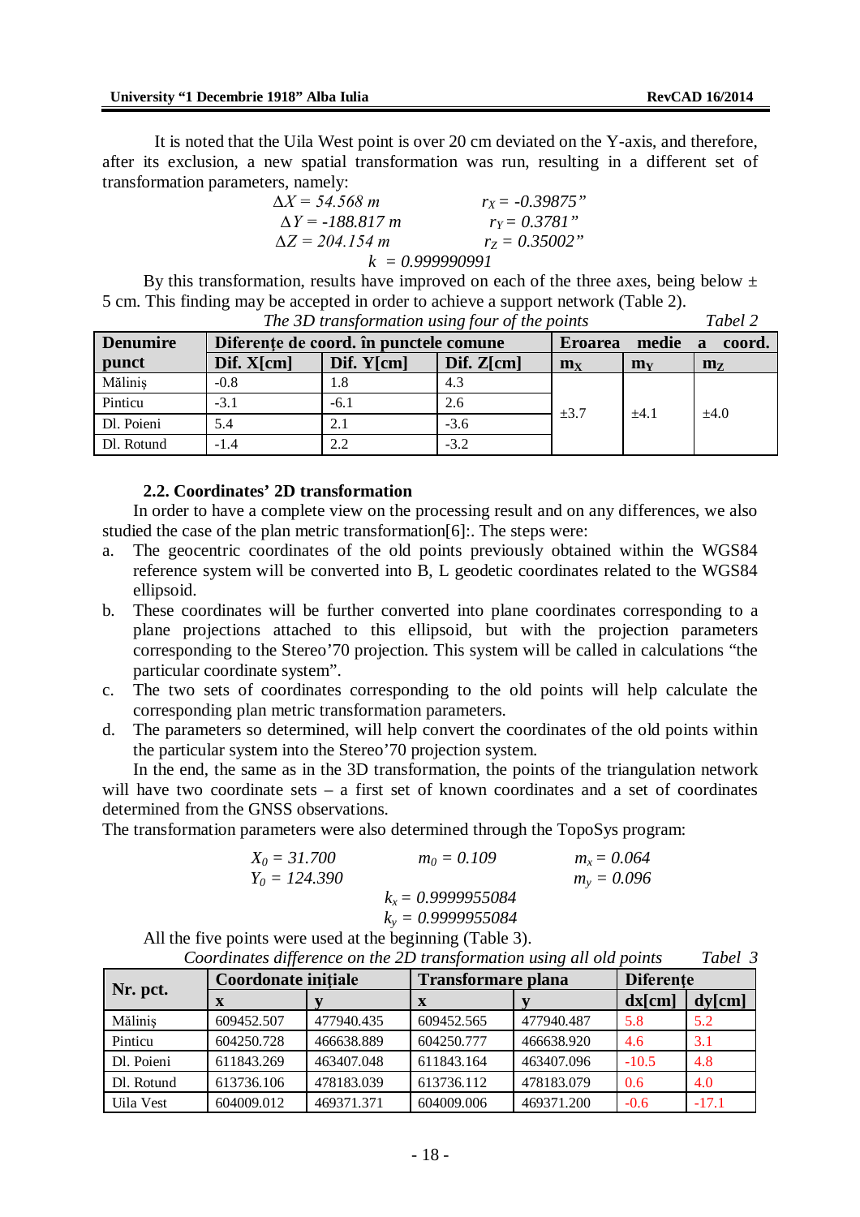It is noted that the Uila West point is over 20 cm deviated on the Y-axis, and therefore, after its exclusion, a new spatial transformation was run, resulting in a different set of transformation parameters, namely:

$$\Delta X = 54.568\ m \qquad r_X = -0.39875''$$
$$\Delta Y = -188.817\ m \qquad r_Y = 0.3781''$$
$$\Delta Z = 204.154\ m \qquad r_Z = 0.35002''$$
$$k = 0.999990991$$

By this transformation, results have improved on each of the three axes, being below ± 5 cm. This finding may be accepted in order to achieve a support network (Table 2).

*The 3D transformation using four of the points* Tabel 2

| Denumire punct | Diferențe de coord. în punctele comune | | | Eroarea medie a coord. | | |
|---|---|---|---|---|---|---|
| | Dif. X[cm] | Dif. Y[cm] | Dif. Z[cm] | $m_X$ | $m_Y$ | $m_Z$ |
| Măliniș | -0.8 | 1.8 | 4.3 | ±3.7 | ±4.1 | ±4.0 |
| Pinticu | -3.1 | -6.1 | 2.6 | | | |
| Dl. Poieni | 5.4 | 2.1 | -3.6 | | | |
| Dl. Rotund | -1.4 | 2.2 | -3.2 | | | |

### 2.2. Coordinates' 2D transformation

In order to have a complete view on the processing result and on any differences, we also studied the case of the plan metric transformation[6]:. The steps were:

a. The geocentric coordinates of the old points previously obtained within the WGS84 reference system will be converted into B, L geodetic coordinates related to the WGS84 ellipsoid.
b. These coordinates will be further converted into plane coordinates corresponding to a plane projections attached to this ellipsoid, but with the projection parameters corresponding to the Stereo'70 projection. This system will be called in calculations "the particular coordinate system".
c. The two sets of coordinates corresponding to the old points will help calculate the corresponding plan metric transformation parameters.
d. The parameters so determined, will help convert the coordinates of the old points within the particular system into the Stereo'70 projection system.

In the end, the same as in the 3D transformation, the points of the triangulation network will have two coordinate sets – a first set of known coordinates and a set of coordinates determined from the GNSS observations.

The transformation parameters were also determined through the TopoSys program:

$$X_0 = 31.700 \qquad m_0 = 0.109 \qquad m_x = 0.064$$
$$Y_0 = 124.390 \qquad m_y = 0.096$$
$$k_x = 0.9999955084$$
$$k_y = 0.9999955084$$

All the five points were used at the beginning (Table 3).

*Coordinates difference on the 2D transformation using all old points* Tabel 3

| Nr. pct. | Coordonate inițiale | | Transformare plana | | Diferențe | |
|---|---|---|---|---|---|---|
| | x | y | x | y | dx[cm] | dy[cm] |
| Măliniș | 609452.507 | 477940.435 | 609452.565 | 477940.487 | 5.8 | 5.2 |
| Pinticu | 604250.728 | 466638.889 | 604250.777 | 466638.920 | 4.6 | 3.1 |
| Dl. Poieni | 611843.269 | 463407.048 | 611843.164 | 463407.096 | -10.5 | 4.8 |
| Dl. Rotund | 613736.106 | 478183.039 | 613736.112 | 478183.079 | 0.6 | 4.0 |
| Uila Vest | 604009.012 | 469371.371 | 604009.006 | 469371.200 | -0.6 | -17.1 |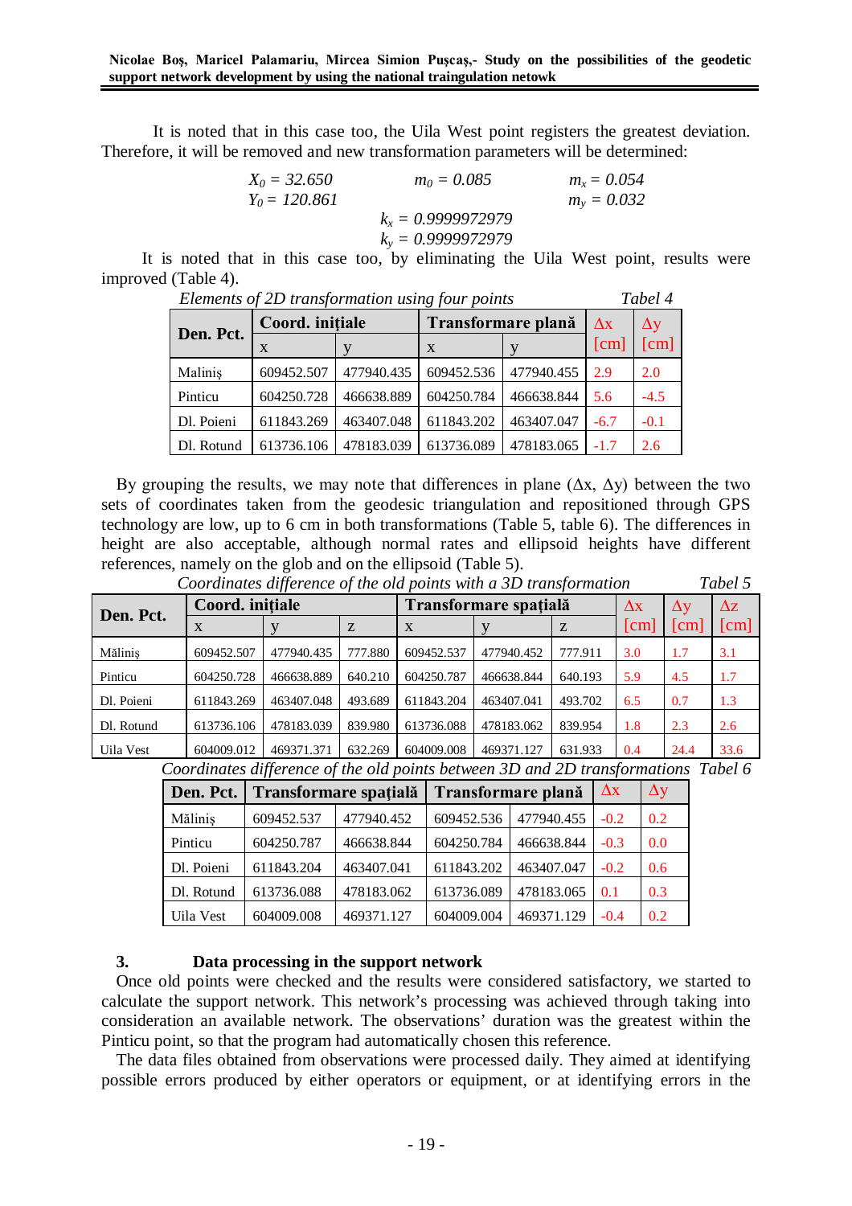It is noted that in this case too, the Uila West point registers the greatest deviation. Therefore, it will be removed and new transformation parameters will be determined:

$$X_0 = 32.650 \qquad m_0 = 0.085 \qquad m_x = 0.054$$
$$Y_0 = 120.861 \qquad\qquad\qquad\qquad m_y = 0.032$$
$$k_x = 0.9999972979$$
$$k_y = 0.9999972979$$

It is noted that in this case too, by eliminating the Uila West point, results were improved (Table 4).

*Elements of 2D transformation using four points* *Tabel 4*

| Den. Pct. | Coord. iniţiale | | Transformare plană | | Δx [cm] | Δy [cm] |
|---|---|---|---|---|---|---|
| | x | y | x | y | | |
| Maliniş | 609452.507 | 477940.435 | 609452.536 | 477940.455 | 2.9 | 2.0 |
| Pinticu | 604250.728 | 466638.889 | 604250.784 | 466638.844 | 5.6 | -4.5 |
| Dl. Poieni | 611843.269 | 463407.048 | 611843.202 | 463407.047 | -6.7 | -0.1 |
| Dl. Rotund | 613736.106 | 478183.039 | 613736.089 | 478183.065 | -1.7 | 2.6 |

By grouping the results, we may note that differences in plane (Δx, Δy) between the two sets of coordinates taken from the geodesic triangulation and repositioned through GPS technology are low, up to 6 cm in both transformations (Table 5, table 6). The differences in height are also acceptable, although normal rates and ellipsoid heights have different references, namely on the glob and on the ellipsoid (Table 5).

*Coordinates difference of the old points with a 3D transformation* *Tabel 5*

| Den. Pct. | Coord. iniţiale | | | Transformare spaţială | | | Δx [cm] | Δy [cm] | Δz [cm] |
|---|---|---|---|---|---|---|---|---|---|
| | x | y | z | x | y | z | | | |
| Măliniş | 609452.507 | 477940.435 | 777.880 | 609452.537 | 477940.452 | 777.911 | 3.0 | 1.7 | 3.1 |
| Pinticu | 604250.728 | 466638.889 | 640.210 | 604250.787 | 466638.844 | 640.193 | 5.9 | 4.5 | 1.7 |
| Dl. Poieni | 611843.269 | 463407.048 | 493.689 | 611843.204 | 463407.041 | 493.702 | 6.5 | 0.7 | 1.3 |
| Dl. Rotund | 613736.106 | 478183.039 | 839.980 | 613736.088 | 478183.062 | 839.954 | 1.8 | 2.3 | 2.6 |
| Uila Vest | 604009.012 | 469371.371 | 632.269 | 604009.008 | 469371.127 | 631.933 | 0.4 | 24.4 | 33.6 |

*Coordinates difference of the old points between 3D and 2D transformations* *Tabel 6*

| Den. Pct. | Transformare spaţială | | Transformare plană | | Δx | Δy |
|---|---|---|---|---|---|---|
| Măliniş | 609452.537 | 477940.452 | 609452.536 | 477940.455 | -0.2 | 0.2 |
| Pinticu | 604250.787 | 466638.844 | 604250.784 | 466638.844 | -0.3 | 0.0 |
| Dl. Poieni | 611843.204 | 463407.041 | 611843.202 | 463407.047 | -0.2 | 0.6 |
| Dl. Rotund | 613736.088 | 478183.062 | 613736.089 | 478183.065 | 0.1 | 0.3 |
| Uila Vest | 604009.008 | 469371.127 | 604009.004 | 469371.129 | -0.4 | 0.2 |

## 3. Data processing in the support network

Once old points were checked and the results were considered satisfactory, we started to calculate the support network. This network's processing was achieved through taking into consideration an available network. The observations' duration was the greatest within the Pinticu point, so that the program had automatically chosen this reference.

The data files obtained from observations were processed daily. They aimed at identifying possible errors produced by either operators or equipment, or at identifying errors in the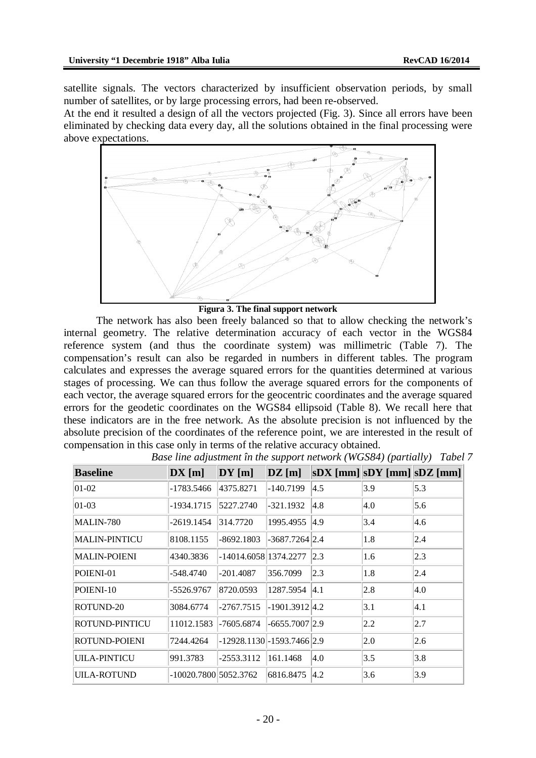satellite signals. The vectors characterized by insufficient observation periods, by small number of satellites, or by large processing errors, had been re-observed.

At the end it resulted a design of all the vectors projected (Fig. 3). Since all errors have been eliminated by checking data every day, all the solutions obtained in the final processing were above expectations.

**Figura 3. The final support network**

The network has also been freely balanced so that to allow checking the network's internal geometry. The relative determination accuracy of each vector in the WGS84 reference system (and thus the coordinate system) was millimetric (Table 7). The compensation's result can also be regarded in numbers in different tables. The program calculates and expresses the average squared errors for the quantities determined at various stages of processing. We can thus follow the average squared errors for the components of each vector, the average squared errors for the geocentric coordinates and the average squared errors for the geodetic coordinates on the WGS84 ellipsoid (Table 8). We recall here that these indicators are in the free network. As the absolute precision is not influenced by the absolute precision of the coordinates of the reference point, we are interested in the result of compensation in this case only in terms of the relative accuracy obtained.

*Base line adjustment în the support network (WGS84) (partially) Tabel 7*

| Baseline | DX [m] | DY [m] | DZ [m] | sDX [mm] | sDY [mm] | sDZ [mm] |
|---|---|---|---|---|---|---|
| 01-02 | -1783.5466 | 4375.8271 | -140.7199 | 4.5 | 3.9 | 5.3 |
| 01-03 | -1934.1715 | 5227.2740 | -321.1932 | 4.8 | 4.0 | 5.6 |
| MALIN-780 | -2619.1454 | 314.7720 | 1995.4955 | 4.9 | 3.4 | 4.6 |
| MALIN-PINTICU | 8108.1155 | -8692.1803 | -3687.7264 | 2.4 | 1.8 | 2.4 |
| MALIN-POIENI | 4340.3836 | -14014.6058 | 1374.2277 | 2.3 | 1.6 | 2.3 |
| POIENI-01 | -548.4740 | -201.4087 | 356.7099 | 2.3 | 1.8 | 2.4 |
| POIENI-10 | -5526.9767 | 8720.0593 | 1287.5954 | 4.1 | 2.8 | 4.0 |
| ROTUND-20 | 3084.6774 | -2767.7515 | -1901.3912 | 4.2 | 3.1 | 4.1 |
| ROTUND-PINTICU | 11012.1583 | -7605.6874 | -6655.7007 | 2.9 | 2.2 | 2.7 |
| ROTUND-POIENI | 7244.4264 | -12928.1130 | -1593.7466 | 2.9 | 2.0 | 2.6 |
| UILA-PINTICU | 991.3783 | -2553.3112 | 161.1468 | 4.0 | 3.5 | 3.8 |
| UILA-ROTUND | -10020.7800 | 5052.3762 | 6816.8475 | 4.2 | 3.6 | 3.9 |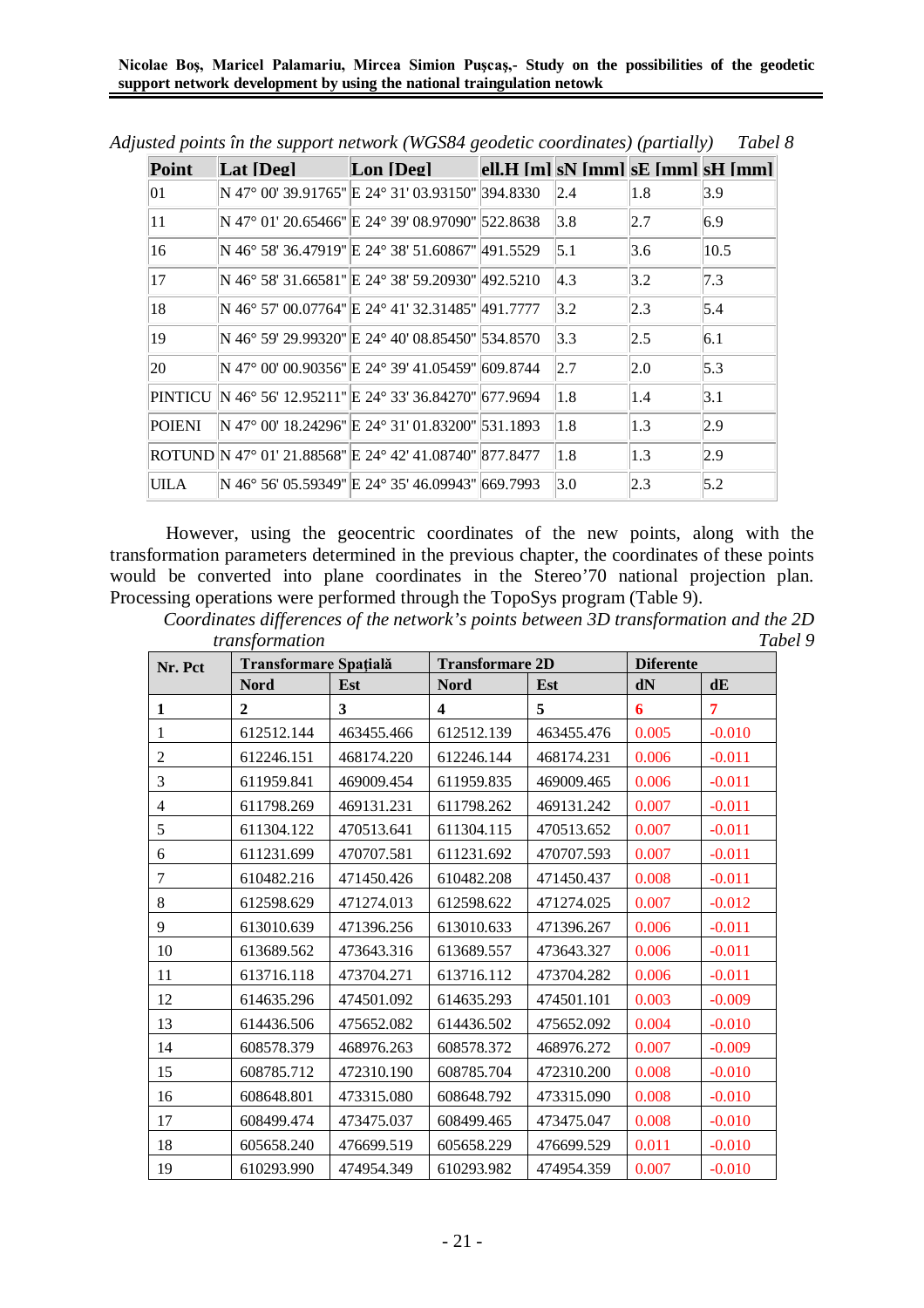*Adjusted points în the support network (WGS84 geodetic coordinates) (partially)* *Tabel 8*

| Point | Lat [Deg] | Lon [Deg] | ell.H [m] | sN [mm] | sE [mm] | sH [mm] |
|---|---|---|---|---|---|---|
| 01 | N 47° 00' 39.91765" | E 24° 31' 03.93150" | 394.8330 | 2.4 | 1.8 | 3.9 |
| 11 | N 47° 01' 20.65466" | E 24° 39' 08.97090" | 522.8638 | 3.8 | 2.7 | 6.9 |
| 16 | N 46° 58' 36.47919" | E 24° 38' 51.60867" | 491.5529 | 5.1 | 3.6 | 10.5 |
| 17 | N 46° 58' 31.66581" | E 24° 38' 59.20930" | 492.5210 | 4.3 | 3.2 | 7.3 |
| 18 | N 46° 57' 00.07764" | E 24° 41' 32.31485" | 491.7777 | 3.2 | 2.3 | 5.4 |
| 19 | N 46° 59' 29.99320" | E 24° 40' 08.85450" | 534.8570 | 3.3 | 2.5 | 6.1 |
| 20 | N 47° 00' 00.90356" | E 24° 39' 41.05459" | 609.8744 | 2.7 | 2.0 | 5.3 |
| PINTICU | N 46° 56' 12.95211" | E 24° 33' 36.84270" | 677.9694 | 1.8 | 1.4 | 3.1 |
| POIENI | N 47° 00' 18.24296" | E 24° 31' 01.83200" | 531.1893 | 1.8 | 1.3 | 2.9 |
| ROTUND | N 47° 01' 21.88568" | E 24° 42' 41.08740" | 877.8477 | 1.8 | 1.3 | 2.9 |
| UILA | N 46° 56' 05.59349" | E 24° 35' 46.09943" | 669.7993 | 3.0 | 2.3 | 5.2 |

However, using the geocentric coordinates of the new points, along with the transformation parameters determined in the previous chapter, the coordinates of these points would be converted into plane coordinates in the Stereo'70 national projection plan. Processing operations were performed through the TopoSys program (Table 9).

*Coordinates differences of the network's points between 3D transformation and the 2D transformation* *Tabel 9*

| Nr. Pct | Transformare Spațială | | Transformare 2D | | Diferente | |
|---|---|---|---|---|---|---|
| | Nord | Est | Nord | Est | dN | dE |
| 1 | 2 | 3 | 4 | 5 | 6 | 7 |
| 1 | 612512.144 | 463455.466 | 612512.139 | 463455.476 | 0.005 | -0.010 |
| 2 | 612246.151 | 468174.220 | 612246.144 | 468174.231 | 0.006 | -0.011 |
| 3 | 611959.841 | 469009.454 | 611959.835 | 469009.465 | 0.006 | -0.011 |
| 4 | 611798.269 | 469131.231 | 611798.262 | 469131.242 | 0.007 | -0.011 |
| 5 | 611304.122 | 470513.641 | 611304.115 | 470513.652 | 0.007 | -0.011 |
| 6 | 611231.699 | 470707.581 | 611231.692 | 470707.593 | 0.007 | -0.011 |
| 7 | 610482.216 | 471450.426 | 610482.208 | 471450.437 | 0.008 | -0.011 |
| 8 | 612598.629 | 471274.013 | 612598.622 | 471274.025 | 0.007 | -0.012 |
| 9 | 613010.639 | 471396.256 | 613010.633 | 471396.267 | 0.006 | -0.011 |
| 10 | 613689.562 | 473643.316 | 613689.557 | 473643.327 | 0.006 | -0.011 |
| 11 | 613716.118 | 473704.271 | 613716.112 | 473704.282 | 0.006 | -0.011 |
| 12 | 614635.296 | 474501.092 | 614635.293 | 474501.101 | 0.003 | -0.009 |
| 13 | 614436.506 | 475652.082 | 614436.502 | 475652.092 | 0.004 | -0.010 |
| 14 | 608578.379 | 468976.263 | 608578.372 | 468976.272 | 0.007 | -0.009 |
| 15 | 608785.712 | 472310.190 | 608785.704 | 472310.200 | 0.008 | -0.010 |
| 16 | 608648.801 | 473315.080 | 608648.792 | 473315.090 | 0.008 | -0.010 |
| 17 | 608499.474 | 473475.037 | 608499.465 | 473475.047 | 0.008 | -0.010 |
| 18 | 605658.240 | 476699.519 | 605658.229 | 476699.529 | 0.011 | -0.010 |
| 19 | 610293.990 | 474954.349 | 610293.982 | 474954.359 | 0.007 | -0.010 |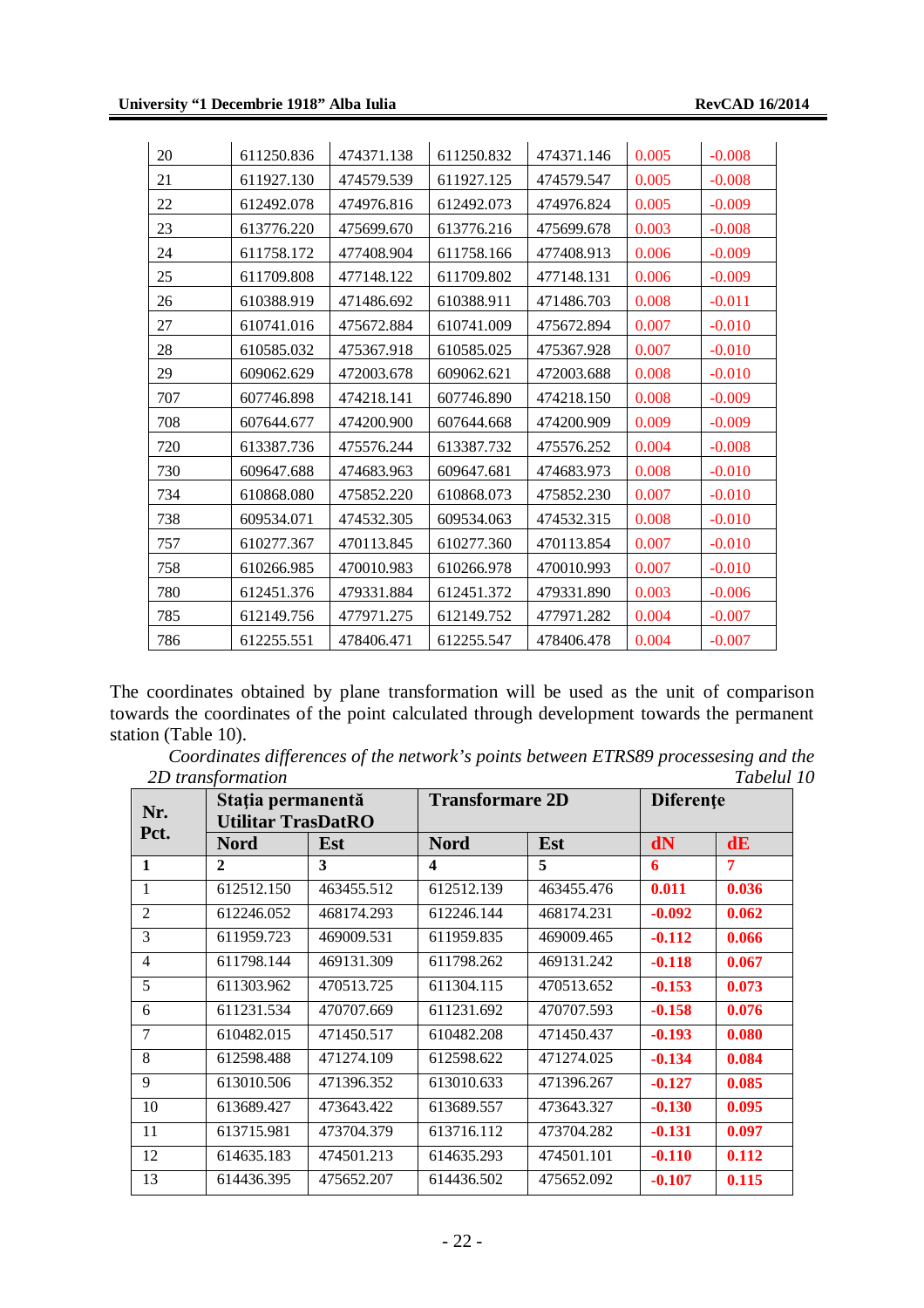| | | | | | | |
|---|---|---|---|---|---|---|
| 20 | 611250.836 | 474371.138 | 611250.832 | 474371.146 | 0.005 | -0.008 |
| 21 | 611927.130 | 474579.539 | 611927.125 | 474579.547 | 0.005 | -0.008 |
| 22 | 612492.078 | 474976.816 | 612492.073 | 474976.824 | 0.005 | -0.009 |
| 23 | 613776.220 | 475699.670 | 613776.216 | 475699.678 | 0.003 | -0.008 |
| 24 | 611758.172 | 477408.904 | 611758.166 | 477408.913 | 0.006 | -0.009 |
| 25 | 611709.808 | 477148.122 | 611709.802 | 477148.131 | 0.006 | -0.009 |
| 26 | 610388.919 | 471486.692 | 610388.911 | 471486.703 | 0.008 | -0.011 |
| 27 | 610741.016 | 475672.884 | 610741.009 | 475672.894 | 0.007 | -0.010 |
| 28 | 610585.032 | 475367.918 | 610585.025 | 475367.928 | 0.007 | -0.010 |
| 29 | 609062.629 | 472003.678 | 609062.621 | 472003.688 | 0.008 | -0.010 |
| 707 | 607746.898 | 474218.141 | 607746.890 | 474218.150 | 0.008 | -0.009 |
| 708 | 607644.677 | 474200.900 | 607644.668 | 474200.909 | 0.009 | -0.009 |
| 720 | 613387.736 | 475576.244 | 613387.732 | 475576.252 | 0.004 | -0.008 |
| 730 | 609647.688 | 474683.963 | 609647.681 | 474683.973 | 0.008 | -0.010 |
| 734 | 610868.080 | 475852.220 | 610868.073 | 475852.230 | 0.007 | -0.010 |
| 738 | 609534.071 | 474532.305 | 609534.063 | 474532.315 | 0.008 | -0.010 |
| 757 | 610277.367 | 470113.845 | 610277.360 | 470113.854 | 0.007 | -0.010 |
| 758 | 610266.985 | 470010.983 | 610266.978 | 470010.993 | 0.007 | -0.010 |
| 780 | 612451.376 | 479331.884 | 612451.372 | 479331.890 | 0.003 | -0.006 |
| 785 | 612149.756 | 477971.275 | 612149.752 | 477971.282 | 0.004 | -0.007 |
| 786 | 612255.551 | 478406.471 | 612255.547 | 478406.478 | 0.004 | -0.007 |

The coordinates obtained by plane transformation will be used as the unit of comparison towards the coordinates of the point calculated through development towards the permanent station (Table 10).

*Coordinates differences of the network's points between ETRS89 processesing and the 2D transformation* Tabelul 10

| Nr. Pct. | Stația permanentă Utilitar TrasDatRO | | Transformare 2D | | Diferențe | |
|---|---|---|---|---|---|---|
| | **Nord** | **Est** | **Nord** | **Est** | **dN** | **dE** |
| **1** | **2** | **3** | **4** | **5** | **6** | **7** |
| 1 | 612512.150 | 463455.512 | 612512.139 | 463455.476 | **0.011** | **0.036** |
| 2 | 612246.052 | 468174.293 | 612246.144 | 468174.231 | **-0.092** | **0.062** |
| 3 | 611959.723 | 469009.531 | 611959.835 | 469009.465 | **-0.112** | **0.066** |
| 4 | 611798.144 | 469131.309 | 611798.262 | 469131.242 | **-0.118** | **0.067** |
| 5 | 611303.962 | 470513.725 | 611304.115 | 470513.652 | **-0.153** | **0.073** |
| 6 | 611231.534 | 470707.669 | 611231.692 | 470707.593 | **-0.158** | **0.076** |
| 7 | 610482.015 | 471450.517 | 610482.208 | 471450.437 | **-0.193** | **0.080** |
| 8 | 612598.488 | 471274.109 | 612598.622 | 471274.025 | **-0.134** | **0.084** |
| 9 | 613010.506 | 471396.352 | 613010.633 | 471396.267 | **-0.127** | **0.085** |
| 10 | 613689.427 | 473643.422 | 613689.557 | 473643.327 | **-0.130** | **0.095** |
| 11 | 613715.981 | 473704.379 | 613716.112 | 473704.282 | **-0.131** | **0.097** |
| 12 | 614635.183 | 474501.213 | 614635.293 | 474501.101 | **-0.110** | **0.112** |
| 13 | 614436.395 | 475652.207 | 614436.502 | 475652.092 | **-0.107** | **0.115** |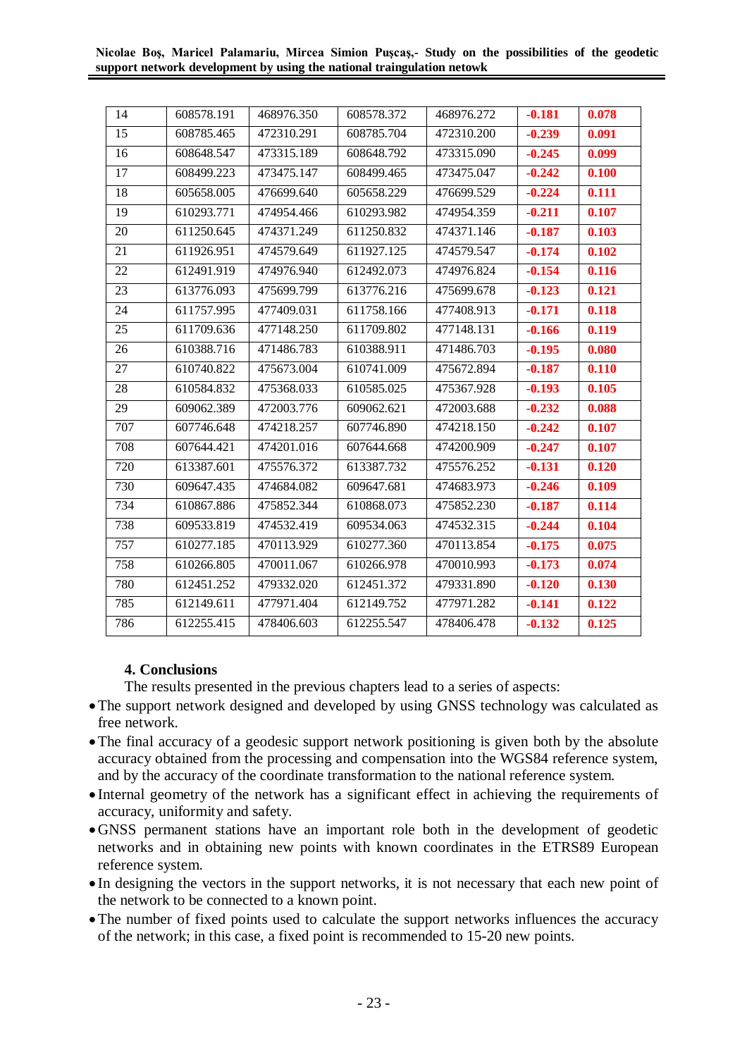| 14 | 608578.191 | 468976.350 | 608578.372 | 468976.272 | **-0.181** | **0.078** |
|---|---|---|---|---|---|---|
| 15 | 608785.465 | 472310.291 | 608785.704 | 472310.200 | **-0.239** | **0.091** |
| 16 | 608648.547 | 473315.189 | 608648.792 | 473315.090 | **-0.245** | **0.099** |
| 17 | 608499.223 | 473475.147 | 608499.465 | 473475.047 | **-0.242** | **0.100** |
| 18 | 605658.005 | 476699.640 | 605658.229 | 476699.529 | **-0.224** | **0.111** |
| 19 | 610293.771 | 474954.466 | 610293.982 | 474954.359 | **-0.211** | **0.107** |
| 20 | 611250.645 | 474371.249 | 611250.832 | 474371.146 | **-0.187** | **0.103** |
| 21 | 611926.951 | 474579.649 | 611927.125 | 474579.547 | **-0.174** | **0.102** |
| 22 | 612491.919 | 474976.940 | 612492.073 | 474976.824 | **-0.154** | **0.116** |
| 23 | 613776.093 | 475699.799 | 613776.216 | 475699.678 | **-0.123** | **0.121** |
| 24 | 611757.995 | 477409.031 | 611758.166 | 477408.913 | **-0.171** | **0.118** |
| 25 | 611709.636 | 477148.250 | 611709.802 | 477148.131 | **-0.166** | **0.119** |
| 26 | 610388.716 | 471486.783 | 610388.911 | 471486.703 | **-0.195** | **0.080** |
| 27 | 610740.822 | 475673.004 | 610741.009 | 475672.894 | **-0.187** | **0.110** |
| 28 | 610584.832 | 475368.033 | 610585.025 | 475367.928 | **-0.193** | **0.105** |
| 29 | 609062.389 | 472003.776 | 609062.621 | 472003.688 | **-0.232** | **0.088** |
| 707 | 607746.648 | 474218.257 | 607746.890 | 474218.150 | **-0.242** | **0.107** |
| 708 | 607644.421 | 474201.016 | 607644.668 | 474200.909 | **-0.247** | **0.107** |
| 720 | 613387.601 | 475576.372 | 613387.732 | 475576.252 | **-0.131** | **0.120** |
| 730 | 609647.435 | 474684.082 | 609647.681 | 474683.973 | **-0.246** | **0.109** |
| 734 | 610867.886 | 475852.344 | 610868.073 | 475852.230 | **-0.187** | **0.114** |
| 738 | 609533.819 | 474532.419 | 609534.063 | 474532.315 | **-0.244** | **0.104** |
| 757 | 610277.185 | 470113.929 | 610277.360 | 470113.854 | **-0.175** | **0.075** |
| 758 | 610266.805 | 470011.067 | 610266.978 | 470010.993 | **-0.173** | **0.074** |
| 780 | 612451.252 | 479332.020 | 612451.372 | 479331.890 | **-0.120** | **0.130** |
| 785 | 612149.611 | 477971.404 | 612149.752 | 477971.282 | **-0.141** | **0.122** |
| 786 | 612255.415 | 478406.603 | 612255.547 | 478406.478 | **-0.132** | **0.125** |

## 4. Conclusions

The results presented in the previous chapters lead to a series of aspects:

- The support network designed and developed by using GNSS technology was calculated as free network.
- The final accuracy of a geodesic support network positioning is given both by the absolute accuracy obtained from the processing and compensation into the WGS84 reference system, and by the accuracy of the coordinate transformation to the national reference system.
- Internal geometry of the network has a significant effect in achieving the requirements of accuracy, uniformity and safety.
- GNSS permanent stations have an important role both in the development of geodetic networks and in obtaining new points with known coordinates in the ETRS89 European reference system.
- In designing the vectors in the support networks, it is not necessary that each new point of the network to be connected to a known point.
- The number of fixed points used to calculate the support networks influences the accuracy of the network; in this case, a fixed point is recommended to 15-20 new points.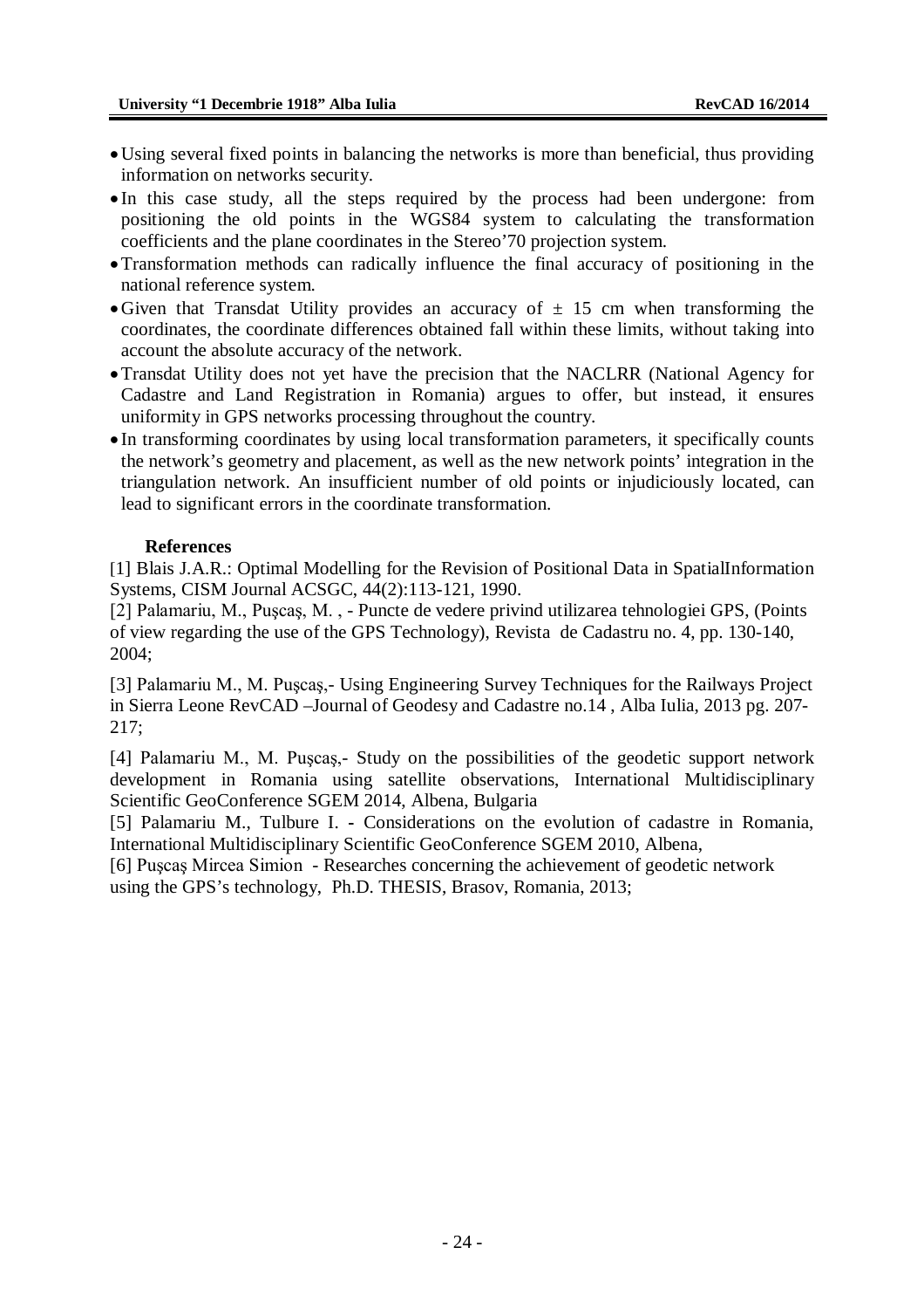- Using several fixed points in balancing the networks is more than beneficial, thus providing information on networks security.
- In this case study, all the steps required by the process had been undergone: from positioning the old points in the WGS84 system to calculating the transformation coefficients and the plane coordinates in the Stereo'70 projection system.
- Transformation methods can radically influence the final accuracy of positioning in the national reference system.
- Given that Transdat Utility provides an accuracy of $\pm$ 15 cm when transforming the coordinates, the coordinate differences obtained fall within these limits, without taking into account the absolute accuracy of the network.
- Transdat Utility does not yet have the precision that the NACLRR (National Agency for Cadastre and Land Registration in Romania) argues to offer, but instead, it ensures uniformity in GPS networks processing throughout the country.
- In transforming coordinates by using local transformation parameters, it specifically counts the network's geometry and placement, as well as the new network points' integration in the triangulation network. An insufficient number of old points or injudiciously located, can lead to significant errors in the coordinate transformation.

**References**

[1] Blais J.A.R.: Optimal Modelling for the Revision of Positional Data in SpatialInformation Systems, CISM Journal ACSGC, 44(2):113-121, 1990.

[2] Palamariu, M., Puşcaş, M. , - Puncte de vedere privind utilizarea tehnologiei GPS, (Points of view regarding the use of the GPS Technology), Revista de Cadastru no. 4, pp. 130-140, 2004;

[3] Palamariu M., M. Puşcaș,- Using Engineering Survey Techniques for the Railways Project in Sierra Leone RevCAD –Journal of Geodesy and Cadastre no.14 , Alba Iulia, 2013 pg. 207-217;

[4] Palamariu M., M. Puşcaș,- Study on the possibilities of the geodetic support network development in Romania using satellite observations, International Multidisciplinary Scientific GeoConference SGEM 2014, Albena, Bulgaria

[5] Palamariu M., Tulbure I. - Considerations on the evolution of cadastre in Romania, International Multidisciplinary Scientific GeoConference SGEM 2010, Albena,

[6] Puşcaş Mircea Simion - Researches concerning the achievement of geodetic network using the GPS's technology, Ph.D. THESIS, Brasov, Romania, 2013;